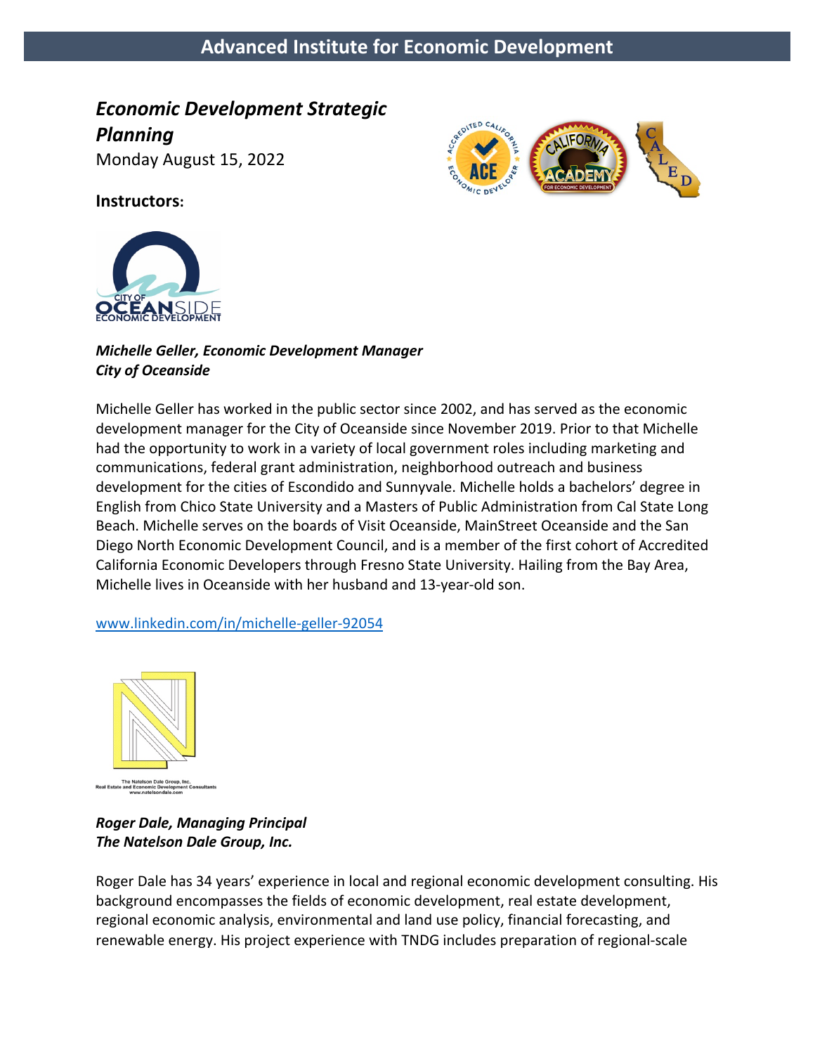# Advanced Institute for Economic Development

## *Economic Development Strategic Planning*

Monday August 15, 2022

**Instructors:**

***Michelle Geller, Economic Development Manager***
***City of Oceanside***

Michelle Geller has worked in the public sector since 2002, and has served as the economic development manager for the City of Oceanside since November 2019. Prior to that Michelle had the opportunity to work in a variety of local government roles including marketing and communications, federal grant administration, neighborhood outreach and business development for the cities of Escondido and Sunnyvale. Michelle holds a bachelors' degree in English from Chico State University and a Masters of Public Administration from Cal State Long Beach. Michelle serves on the boards of Visit Oceanside, MainStreet Oceanside and the San Diego North Economic Development Council, and is a member of the first cohort of Accredited California Economic Developers through Fresno State University. Hailing from the Bay Area, Michelle lives in Oceanside with her husband and 13-year-old son.

www.linkedin.com/in/michelle-geller-92054

***Roger Dale, Managing Principal***
***The Natelson Dale Group, Inc.***

Roger Dale has 34 years' experience in local and regional economic development consulting. His background encompasses the fields of economic development, real estate development, regional economic analysis, environmental and land use policy, financial forecasting, and renewable energy. His project experience with TNDG includes preparation of regional-scale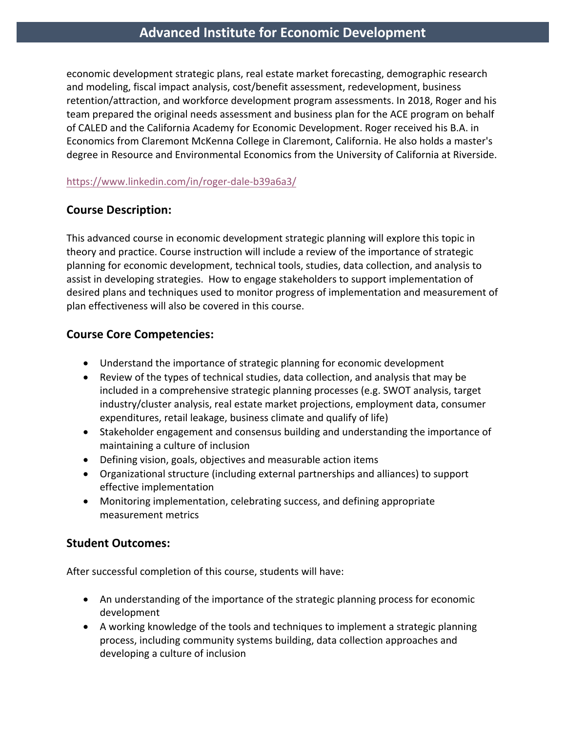economic development strategic plans, real estate market forecasting, demographic research and modeling, fiscal impact analysis, cost/benefit assessment, redevelopment, business retention/attraction, and workforce development program assessments. In 2018, Roger and his team prepared the original needs assessment and business plan for the ACE program on behalf of CALED and the California Academy for Economic Development. Roger received his B.A. in Economics from Claremont McKenna College in Claremont, California. He also holds a master's degree in Resource and Environmental Economics from the University of California at Riverside.

https://www.linkedin.com/in/roger-dale-b39a6a3/

## Course Description:

This advanced course in economic development strategic planning will explore this topic in theory and practice. Course instruction will include a review of the importance of strategic planning for economic development, technical tools, studies, data collection, and analysis to assist in developing strategies. How to engage stakeholders to support implementation of desired plans and techniques used to monitor progress of implementation and measurement of plan effectiveness will also be covered in this course.

## Course Core Competencies:

- Understand the importance of strategic planning for economic development
- Review of the types of technical studies, data collection, and analysis that may be included in a comprehensive strategic planning processes (e.g. SWOT analysis, target industry/cluster analysis, real estate market projections, employment data, consumer expenditures, retail leakage, business climate and qualify of life)
- Stakeholder engagement and consensus building and understanding the importance of maintaining a culture of inclusion
- Defining vision, goals, objectives and measurable action items
- Organizational structure (including external partnerships and alliances) to support effective implementation
- Monitoring implementation, celebrating success, and defining appropriate measurement metrics

## Student Outcomes:

After successful completion of this course, students will have:

- An understanding of the importance of the strategic planning process for economic development
- A working knowledge of the tools and techniques to implement a strategic planning process, including community systems building, data collection approaches and developing a culture of inclusion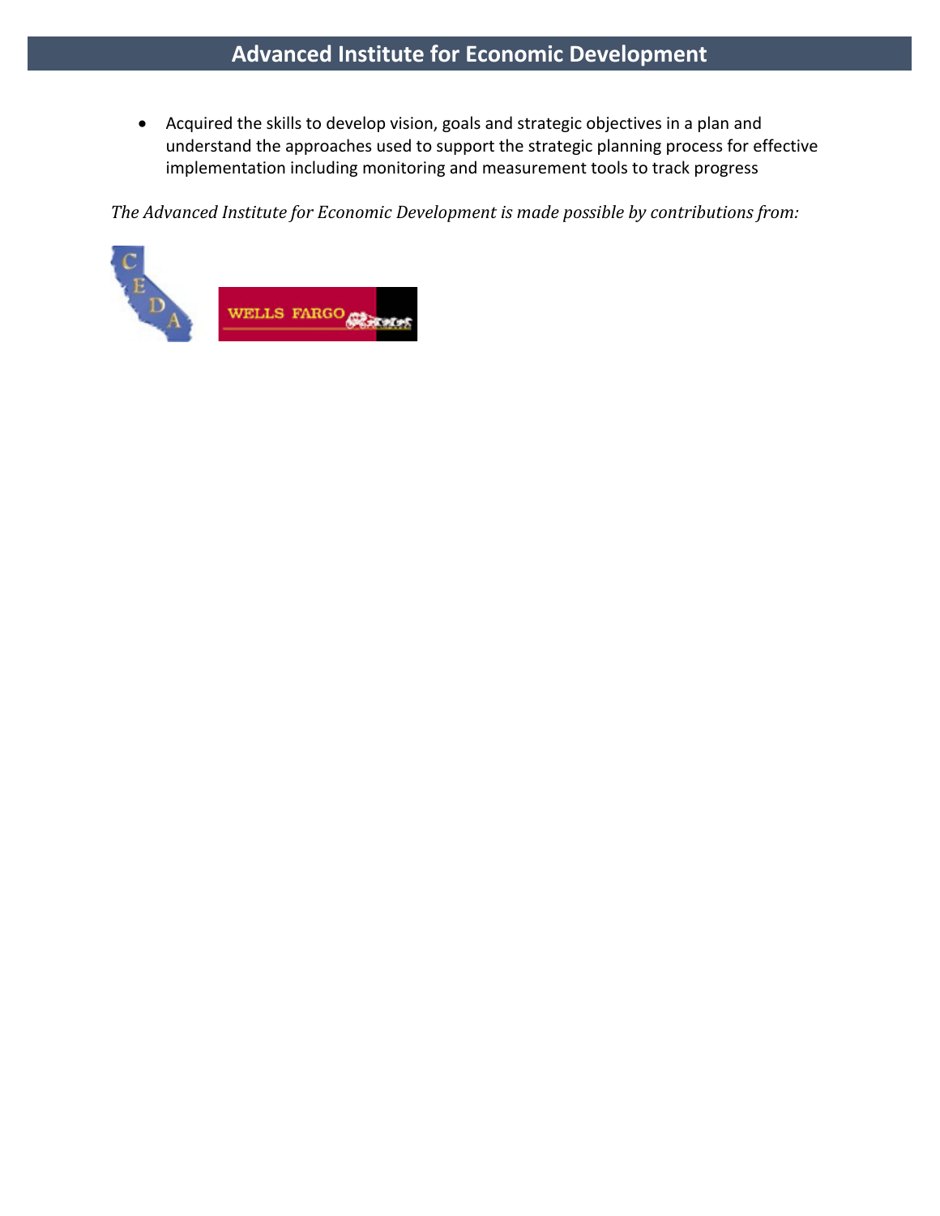## Advanced Institute for Economic Development

- Acquired the skills to develop vision, goals and strategic objectives in a plan and understand the approaches used to support the strategic planning process for effective implementation including monitoring and measurement tools to track progress

*The Advanced Institute for Economic Development is made possible by contributions from:*